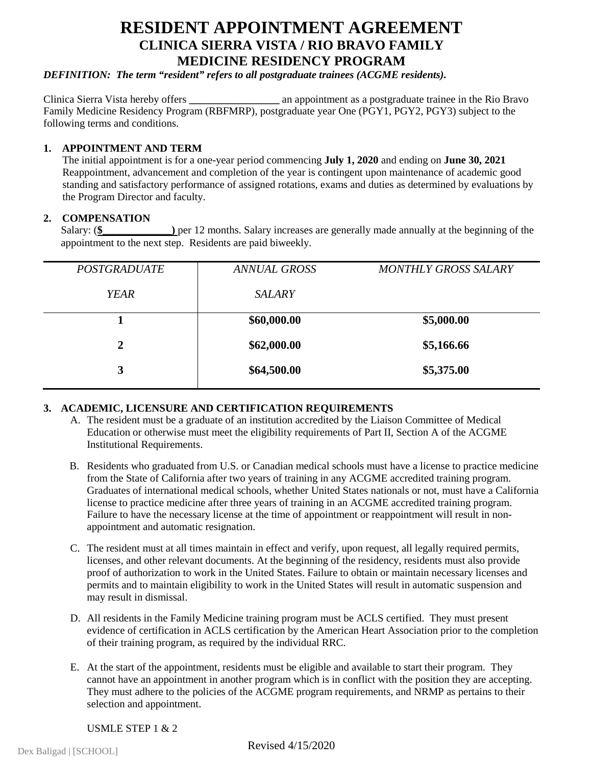# RESIDENT APPOINTMENT AGREEMENT
## CLINICA SIERRA VISTA / RIO BRAVO FAMILY MEDICINE RESIDENCY PROGRAM

***DEFINITION: The term "resident" refers to all postgraduate trainees (ACGME residents).***

Clinica Sierra Vista hereby offers **_________________** an appointment as a postgraduate trainee in the Rio Bravo Family Medicine Residency Program (RBFMRP), postgraduate year One (PGY1, PGY2, PGY3) subject to the following terms and conditions.

**1. APPOINTMENT AND TERM**

The initial appointment is for a one-year period commencing **July 1, 2020** and ending on **June 30, 2021** Reappointment, advancement and completion of the year is contingent upon maintenance of academic good standing and satisfactory performance of assigned rotations, exams and duties as determined by evaluations by the Program Director and faculty.

**2. COMPENSATION**

Salary: (**$_____________)** per 12 months. Salary increases are generally made annually at the beginning of the appointment to the next step. Residents are paid biweekly.

| *POSTGRADUATE YEAR* | *ANNUAL GROSS SALARY* | *MONTHLY GROSS SALARY* |
|---|---|---|
| **1** | **$60,000.00** | **$5,000.00** |
| **2** | **$62,000.00** | **$5,166.66** |
| **3** | **$64,500.00** | **$5,375.00** |

**3. ACADEMIC, LICENSURE AND CERTIFICATION REQUIREMENTS**

A. The resident must be a graduate of an institution accredited by the Liaison Committee of Medical Education or otherwise must meet the eligibility requirements of Part II, Section A of the ACGME Institutional Requirements.

B. Residents who graduated from U.S. or Canadian medical schools must have a license to practice medicine from the State of California after two years of training in any ACGME accredited training program. Graduates of international medical schools, whether United States nationals or not, must have a California license to practice medicine after three years of training in an ACGME accredited training program. Failure to have the necessary license at the time of appointment or reappointment will result in non-appointment and automatic resignation.

C. The resident must at all times maintain in effect and verify, upon request, all legally required permits, licenses, and other relevant documents. At the beginning of the residency, residents must also provide proof of authorization to work in the United States. Failure to obtain or maintain necessary licenses and permits and to maintain eligibility to work in the United States will result in automatic suspension and may result in dismissal.

D. All residents in the Family Medicine training program must be ACLS certified. They must present evidence of certification in ACLS certification by the American Heart Association prior to the completion of their training program, as required by the individual RRC.

E. At the start of the appointment, residents must be eligible and available to start their program. They cannot have an appointment in another program which is in conflict with the position they are accepting. They must adhere to the policies of the ACGME program requirements, and NRMP as pertains to their selection and appointment.

USMLE STEP 1 & 2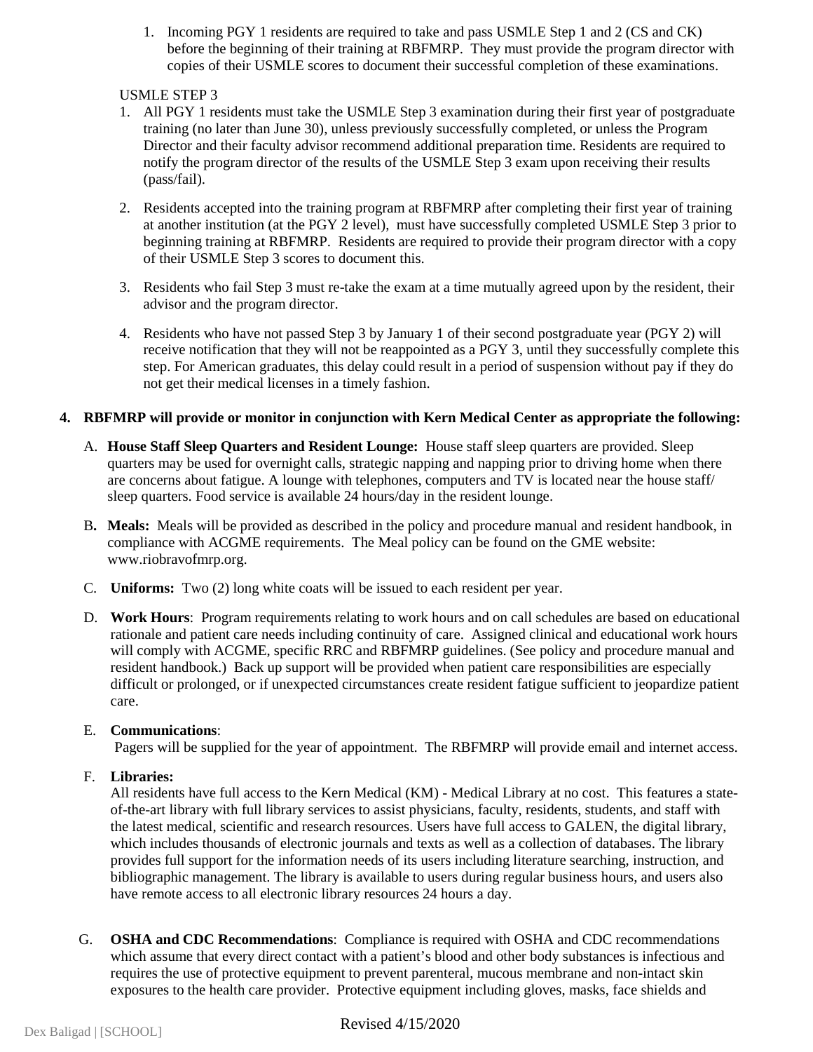1. Incoming PGY 1 residents are required to take and pass USMLE Step 1 and 2 (CS and CK) before the beginning of their training at RBFMRP. They must provide the program director with copies of their USMLE scores to document their successful completion of these examinations.

USMLE STEP 3

1. All PGY 1 residents must take the USMLE Step 3 examination during their first year of postgraduate training (no later than June 30), unless previously successfully completed, or unless the Program Director and their faculty advisor recommend additional preparation time. Residents are required to notify the program director of the results of the USMLE Step 3 exam upon receiving their results (pass/fail).

2. Residents accepted into the training program at RBFMRP after completing their first year of training at another institution (at the PGY 2 level), must have successfully completed USMLE Step 3 prior to beginning training at RBFMRP. Residents are required to provide their program director with a copy of their USMLE Step 3 scores to document this.

3. Residents who fail Step 3 must re-take the exam at a time mutually agreed upon by the resident, their advisor and the program director.

4. Residents who have not passed Step 3 by January 1 of their second postgraduate year (PGY 2) will receive notification that they will not be reappointed as a PGY 3, until they successfully complete this step. For American graduates, this delay could result in a period of suspension without pay if they do not get their medical licenses in a timely fashion.

**4. RBFMRP will provide or monitor in conjunction with Kern Medical Center as appropriate the following:**

A. **House Staff Sleep Quarters and Resident Lounge:** House staff sleep quarters are provided. Sleep quarters may be used for overnight calls, strategic napping and napping prior to driving home when there are concerns about fatigue. A lounge with telephones, computers and TV is located near the house staff/ sleep quarters. Food service is available 24 hours/day in the resident lounge.

B. **Meals:** Meals will be provided as described in the policy and procedure manual and resident handbook, in compliance with ACGME requirements. The Meal policy can be found on the GME website: www.riobravofmrp.org.

C. **Uniforms:** Two (2) long white coats will be issued to each resident per year.

D. **Work Hours**: Program requirements relating to work hours and on call schedules are based on educational rationale and patient care needs including continuity of care. Assigned clinical and educational work hours will comply with ACGME, specific RRC and RBFMRP guidelines. (See policy and procedure manual and resident handbook.) Back up support will be provided when patient care responsibilities are especially difficult or prolonged, or if unexpected circumstances create resident fatigue sufficient to jeopardize patient care.

E. **Communications**:
Pagers will be supplied for the year of appointment. The RBFMRP will provide email and internet access.

F. **Libraries:**
All residents have full access to the Kern Medical (KM) - Medical Library at no cost. This features a state-of-the-art library with full library services to assist physicians, faculty, residents, students, and staff with the latest medical, scientific and research resources. Users have full access to GALEN, the digital library, which includes thousands of electronic journals and texts as well as a collection of databases. The library provides full support for the information needs of its users including literature searching, instruction, and bibliographic management. The library is available to users during regular business hours, and users also have remote access to all electronic library resources 24 hours a day.

G. **OSHA and CDC Recommendations**: Compliance is required with OSHA and CDC recommendations which assume that every direct contact with a patient's blood and other body substances is infectious and requires the use of protective equipment to prevent parenteral, mucous membrane and non-intact skin exposures to the health care provider. Protective equipment including gloves, masks, face shields and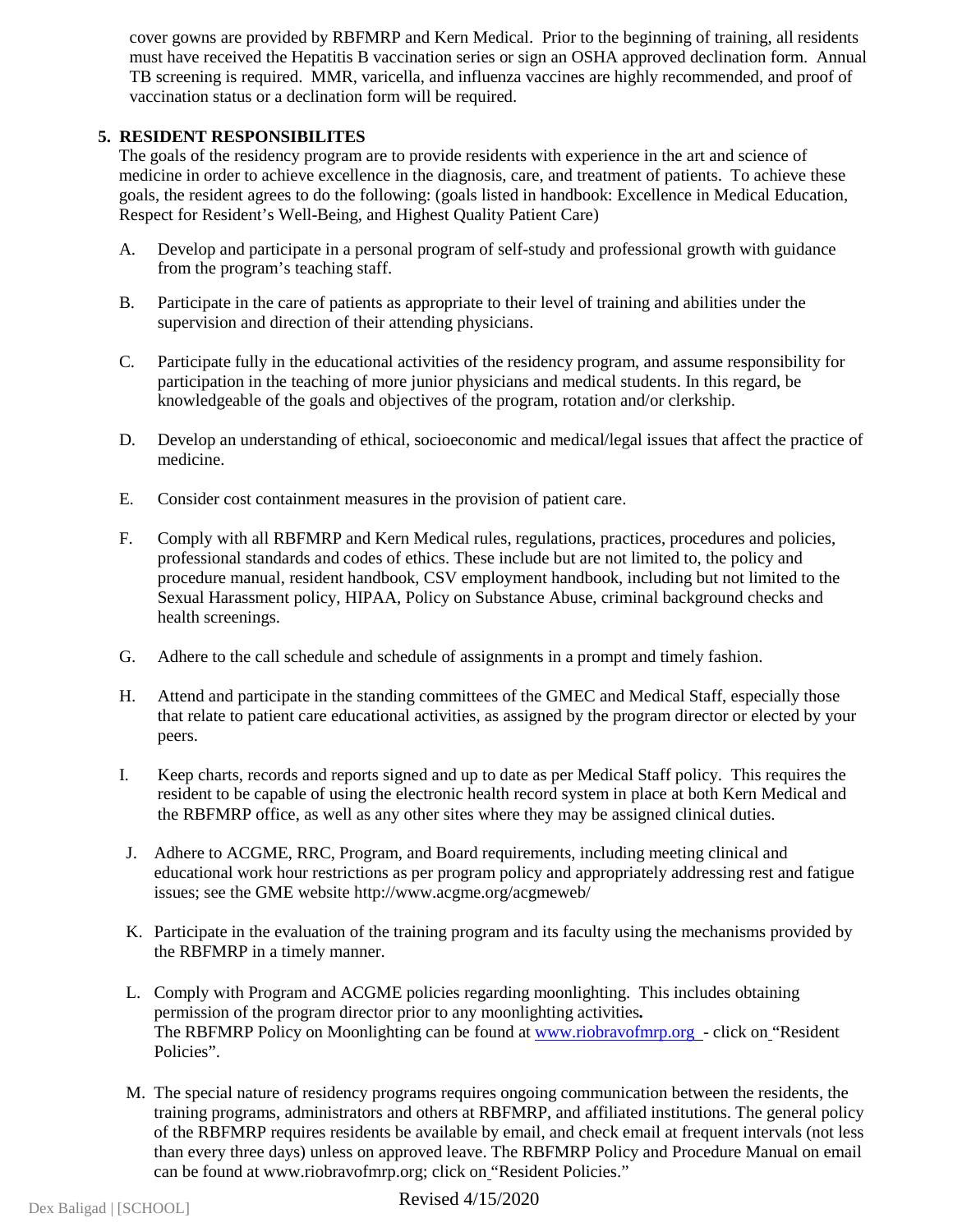cover gowns are provided by RBFMRP and Kern Medical. Prior to the beginning of training, all residents must have received the Hepatitis B vaccination series or sign an OSHA approved declination form. Annual TB screening is required. MMR, varicella, and influenza vaccines are highly recommended, and proof of vaccination status or a declination form will be required.

**5. RESIDENT RESPONSIBILITES**

The goals of the residency program are to provide residents with experience in the art and science of medicine in order to achieve excellence in the diagnosis, care, and treatment of patients. To achieve these goals, the resident agrees to do the following: (goals listed in handbook: Excellence in Medical Education, Respect for Resident's Well-Being, and Highest Quality Patient Care)

A. Develop and participate in a personal program of self-study and professional growth with guidance from the program's teaching staff.

B. Participate in the care of patients as appropriate to their level of training and abilities under the supervision and direction of their attending physicians.

C. Participate fully in the educational activities of the residency program, and assume responsibility for participation in the teaching of more junior physicians and medical students. In this regard, be knowledgeable of the goals and objectives of the program, rotation and/or clerkship.

D. Develop an understanding of ethical, socioeconomic and medical/legal issues that affect the practice of medicine.

E. Consider cost containment measures in the provision of patient care.

F. Comply with all RBFMRP and Kern Medical rules, regulations, practices, procedures and policies, professional standards and codes of ethics. These include but are not limited to, the policy and procedure manual, resident handbook, CSV employment handbook, including but not limited to the Sexual Harassment policy, HIPAA, Policy on Substance Abuse, criminal background checks and health screenings.

G. Adhere to the call schedule and schedule of assignments in a prompt and timely fashion.

H. Attend and participate in the standing committees of the GMEC and Medical Staff, especially those that relate to patient care educational activities, as assigned by the program director or elected by your peers.

I. Keep charts, records and reports signed and up to date as per Medical Staff policy. This requires the resident to be capable of using the electronic health record system in place at both Kern Medical and the RBFMRP office, as well as any other sites where they may be assigned clinical duties.

J. Adhere to ACGME, RRC, Program, and Board requirements, including meeting clinical and educational work hour restrictions as per program policy and appropriately addressing rest and fatigue issues; see the GME website http://www.acgme.org/acgmeweb/

K. Participate in the evaluation of the training program and its faculty using the mechanisms provided by the RBFMRP in a timely manner.

L. Comply with Program and ACGME policies regarding moonlighting. This includes obtaining permission of the program director prior to any moonlighting activities**.** The RBFMRP Policy on Moonlighting can be found at [www.riobravofmrp.org](http://www.riobravofmrp.org) - click on "Resident Policies".

M. The special nature of residency programs requires ongoing communication between the residents, the training programs, administrators and others at RBFMRP, and affiliated institutions. The general policy of the RBFMRP requires residents be available by email, and check email at frequent intervals (not less than every three days) unless on approved leave. The RBFMRP Policy and Procedure Manual on email can be found at www.riobravofmrp.org; click on "Resident Policies."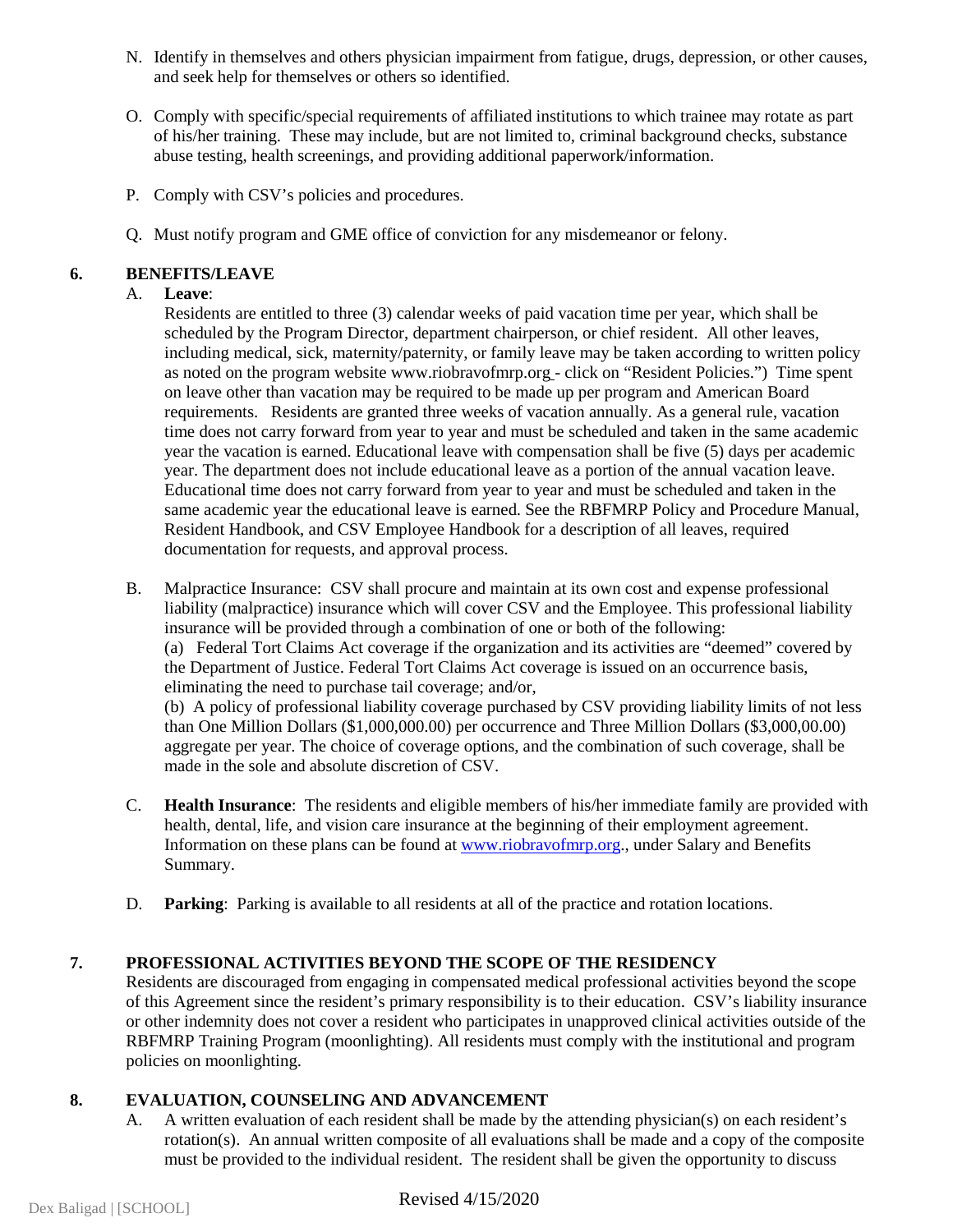N. Identify in themselves and others physician impairment from fatigue, drugs, depression, or other causes, and seek help for themselves or others so identified.

O. Comply with specific/special requirements of affiliated institutions to which trainee may rotate as part of his/her training. These may include, but are not limited to, criminal background checks, substance abuse testing, health screenings, and providing additional paperwork/information.

P. Comply with CSV's policies and procedures.

Q. Must notify program and GME office of conviction for any misdemeanor or felony.

## 6. BENEFITS/LEAVE

A. **Leave**:
Residents are entitled to three (3) calendar weeks of paid vacation time per year, which shall be scheduled by the Program Director, department chairperson, or chief resident. All other leaves, including medical, sick, maternity/paternity, or family leave may be taken according to written policy as noted on the program website www.riobravofmrp.org - click on "Resident Policies.") Time spent on leave other than vacation may be required to be made up per program and American Board requirements. Residents are granted three weeks of vacation annually. As a general rule, vacation time does not carry forward from year to year and must be scheduled and taken in the same academic year the vacation is earned. Educational leave with compensation shall be five (5) days per academic year. The department does not include educational leave as a portion of the annual vacation leave. Educational time does not carry forward from year to year and must be scheduled and taken in the same academic year the educational leave is earned. See the RBFMRP Policy and Procedure Manual, Resident Handbook, and CSV Employee Handbook for a description of all leaves, required documentation for requests, and approval process.

B. Malpractice Insurance: CSV shall procure and maintain at its own cost and expense professional liability (malpractice) insurance which will cover CSV and the Employee. This professional liability insurance will be provided through a combination of one or both of the following:
(a) Federal Tort Claims Act coverage if the organization and its activities are "deemed" covered by the Department of Justice. Federal Tort Claims Act coverage is issued on an occurrence basis, eliminating the need to purchase tail coverage; and/or,
(b) A policy of professional liability coverage purchased by CSV providing liability limits of not less than One Million Dollars ($1,000,000.00) per occurrence and Three Million Dollars ($3,000,00.00) aggregate per year. The choice of coverage options, and the combination of such coverage, shall be made in the sole and absolute discretion of CSV.

C. **Health Insurance**: The residents and eligible members of his/her immediate family are provided with health, dental, life, and vision care insurance at the beginning of their employment agreement. Information on these plans can be found at www.riobravofmrp.org., under Salary and Benefits Summary.

D. **Parking**: Parking is available to all residents at all of the practice and rotation locations.

## 7. PROFESSIONAL ACTIVITIES BEYOND THE SCOPE OF THE RESIDENCY

Residents are discouraged from engaging in compensated medical professional activities beyond the scope of this Agreement since the resident's primary responsibility is to their education. CSV's liability insurance or other indemnity does not cover a resident who participates in unapproved clinical activities outside of the RBFMRP Training Program (moonlighting). All residents must comply with the institutional and program policies on moonlighting.

## 8. EVALUATION, COUNSELING AND ADVANCEMENT

A. A written evaluation of each resident shall be made by the attending physician(s) on each resident's rotation(s). An annual written composite of all evaluations shall be made and a copy of the composite must be provided to the individual resident. The resident shall be given the opportunity to discuss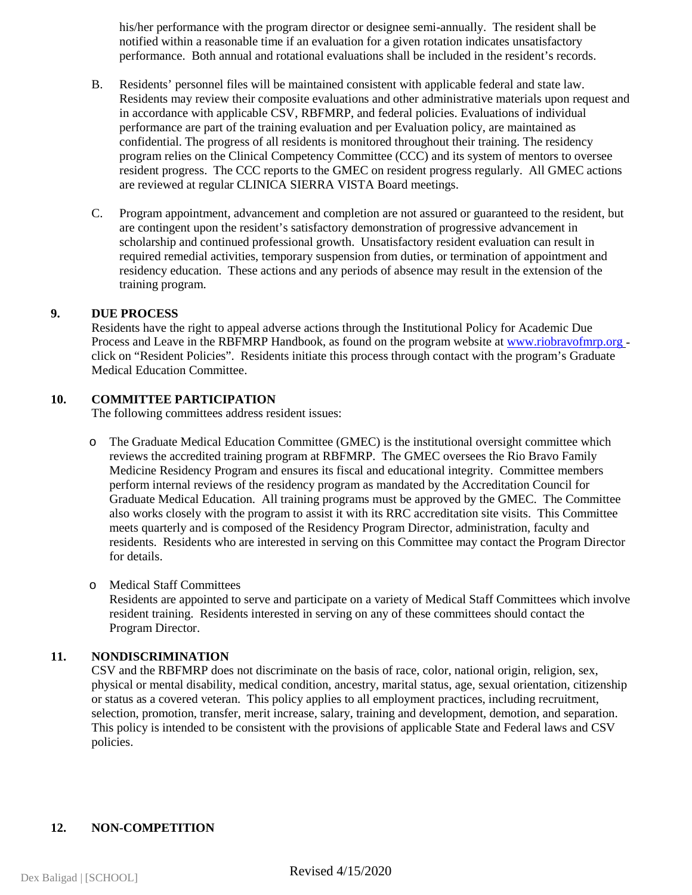his/her performance with the program director or designee semi-annually. The resident shall be notified within a reasonable time if an evaluation for a given rotation indicates unsatisfactory performance. Both annual and rotational evaluations shall be included in the resident's records.

B. Residents' personnel files will be maintained consistent with applicable federal and state law. Residents may review their composite evaluations and other administrative materials upon request and in accordance with applicable CSV, RBFMRP, and federal policies. Evaluations of individual performance are part of the training evaluation and per Evaluation policy, are maintained as confidential. The progress of all residents is monitored throughout their training. The residency program relies on the Clinical Competency Committee (CCC) and its system of mentors to oversee resident progress. The CCC reports to the GMEC on resident progress regularly. All GMEC actions are reviewed at regular CLINICA SIERRA VISTA Board meetings.

C. Program appointment, advancement and completion are not assured or guaranteed to the resident, but are contingent upon the resident's satisfactory demonstration of progressive advancement in scholarship and continued professional growth. Unsatisfactory resident evaluation can result in required remedial activities, temporary suspension from duties, or termination of appointment and residency education. These actions and any periods of absence may result in the extension of the training program.

## 9. DUE PROCESS

Residents have the right to appeal adverse actions through the Institutional Policy for Academic Due Process and Leave in the RBFMRP Handbook, as found on the program website at www.riobravofmrp.org - click on "Resident Policies". Residents initiate this process through contact with the program's Graduate Medical Education Committee.

## 10. COMMITTEE PARTICIPATION

The following committees address resident issues:

- The Graduate Medical Education Committee (GMEC) is the institutional oversight committee which reviews the accredited training program at RBFMRP. The GMEC oversees the Rio Bravo Family Medicine Residency Program and ensures its fiscal and educational integrity. Committee members perform internal reviews of the residency program as mandated by the Accreditation Council for Graduate Medical Education. All training programs must be approved by the GMEC. The Committee also works closely with the program to assist it with its RRC accreditation site visits. This Committee meets quarterly and is composed of the Residency Program Director, administration, faculty and residents. Residents who are interested in serving on this Committee may contact the Program Director for details.

- Medical Staff Committees
  Residents are appointed to serve and participate on a variety of Medical Staff Committees which involve resident training. Residents interested in serving on any of these committees should contact the Program Director.

## 11. NONDISCRIMINATION

CSV and the RBFMRP does not discriminate on the basis of race, color, national origin, religion, sex, physical or mental disability, medical condition, ancestry, marital status, age, sexual orientation, citizenship or status as a covered veteran. This policy applies to all employment practices, including recruitment, selection, promotion, transfer, merit increase, salary, training and development, demotion, and separation. This policy is intended to be consistent with the provisions of applicable State and Federal laws and CSV policies.

## 12. NON-COMPETITION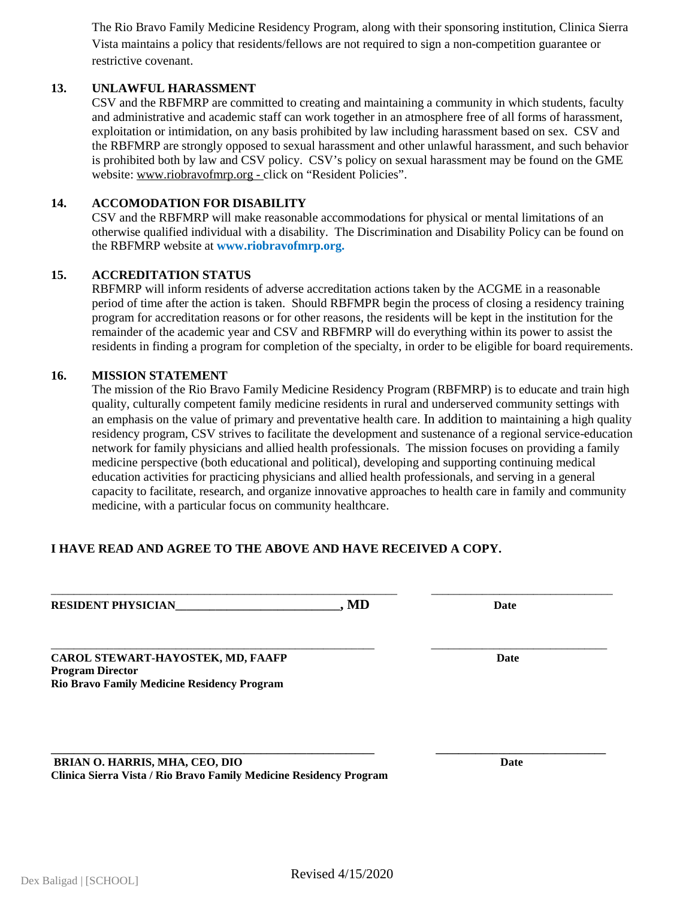The Rio Bravo Family Medicine Residency Program, along with their sponsoring institution, Clinica Sierra Vista maintains a policy that residents/fellows are not required to sign a non-competition guarantee or restrictive covenant.

**13. UNLAWFUL HARASSMENT**

CSV and the RBFMRP are committed to creating and maintaining a community in which students, faculty and administrative and academic staff can work together in an atmosphere free of all forms of harassment, exploitation or intimidation, on any basis prohibited by law including harassment based on sex. CSV and the RBFMRP are strongly opposed to sexual harassment and other unlawful harassment, and such behavior is prohibited both by law and CSV policy. CSV's policy on sexual harassment may be found on the GME website: www.riobravofmrp.org - click on "Resident Policies".

**14. ACCOMODATION FOR DISABILITY**

CSV and the RBFMRP will make reasonable accommodations for physical or mental limitations of an otherwise qualified individual with a disability. The Discrimination and Disability Policy can be found on the RBFMRP website at **www.riobravofmrp.org.**

**15. ACCREDITATION STATUS**

RBFMRP will inform residents of adverse accreditation actions taken by the ACGME in a reasonable period of time after the action is taken. Should RBFMPR begin the process of closing a residency training program for accreditation reasons or for other reasons, the residents will be kept in the institution for the remainder of the academic year and CSV and RBFMRP will do everything within its power to assist the residents in finding a program for completion of the specialty, in order to be eligible for board requirements.

**16. MISSION STATEMENT**

The mission of the Rio Bravo Family Medicine Residency Program (RBFMRP) is to educate and train high quality, culturally competent family medicine residents in rural and underserved community settings with an emphasis on the value of primary and preventative health care. In addition to maintaining a high quality residency program, CSV strives to facilitate the development and sustenance of a regional service-education network for family physicians and allied health professionals. The mission focuses on providing a family medicine perspective (both educational and political), developing and supporting continuing medical education activities for practicing physicians and allied health professionals, and serving in a general capacity to facilitate, research, and organize innovative approaches to health care in family and community medicine, with a particular focus on community healthcare.

**I HAVE READ AND AGREE TO THE ABOVE AND HAVE RECEIVED A COPY.**

\_\_\_\_\_\_\_\_\_\_\_\_\_\_\_\_\_\_\_\_\_\_\_\_\_\_\_\_\_\_\_\_\_\_\_\_\_\_\_\_\_\_\_\_\_\_\_\_\_\_ \_\_\_\_\_\_\_\_\_\_\_\_\_\_\_\_\_\_\_\_\_\_\_\_\_\_\_\_

**RESIDENT PHYSICIAN\_\_\_\_\_\_\_\_\_\_\_\_\_\_\_\_\_\_\_\_\_\_\_\_\_\_\_, MD** **Date**

\_\_\_\_\_\_\_\_\_\_\_\_\_\_\_\_\_\_\_\_\_\_\_\_\_\_\_\_\_\_\_\_\_\_\_\_\_\_\_\_\_\_\_\_\_\_\_\_\_\_ \_\_\_\_\_\_\_\_\_\_\_\_\_\_\_\_\_\_\_\_\_\_\_\_\_\_\_\_

**CAROL STEWART-HAYOSTEK, MD, FAAFP** **Date**
**Program Director**
**Rio Bravo Family Medicine Residency Program**

\_\_\_\_\_\_\_\_\_\_\_\_\_\_\_\_\_\_\_\_\_\_\_\_\_\_\_\_\_\_\_\_\_\_\_\_\_\_\_\_\_\_\_\_\_\_\_\_\_\_ \_\_\_\_\_\_\_\_\_\_\_\_\_\_\_\_\_\_\_\_\_\_\_\_\_\_\_\_

**BRIAN O. HARRIS, MHA, CEO, DIO** **Date**
**Clinica Sierra Vista / Rio Bravo Family Medicine Residency Program**

Revised 4/15/2020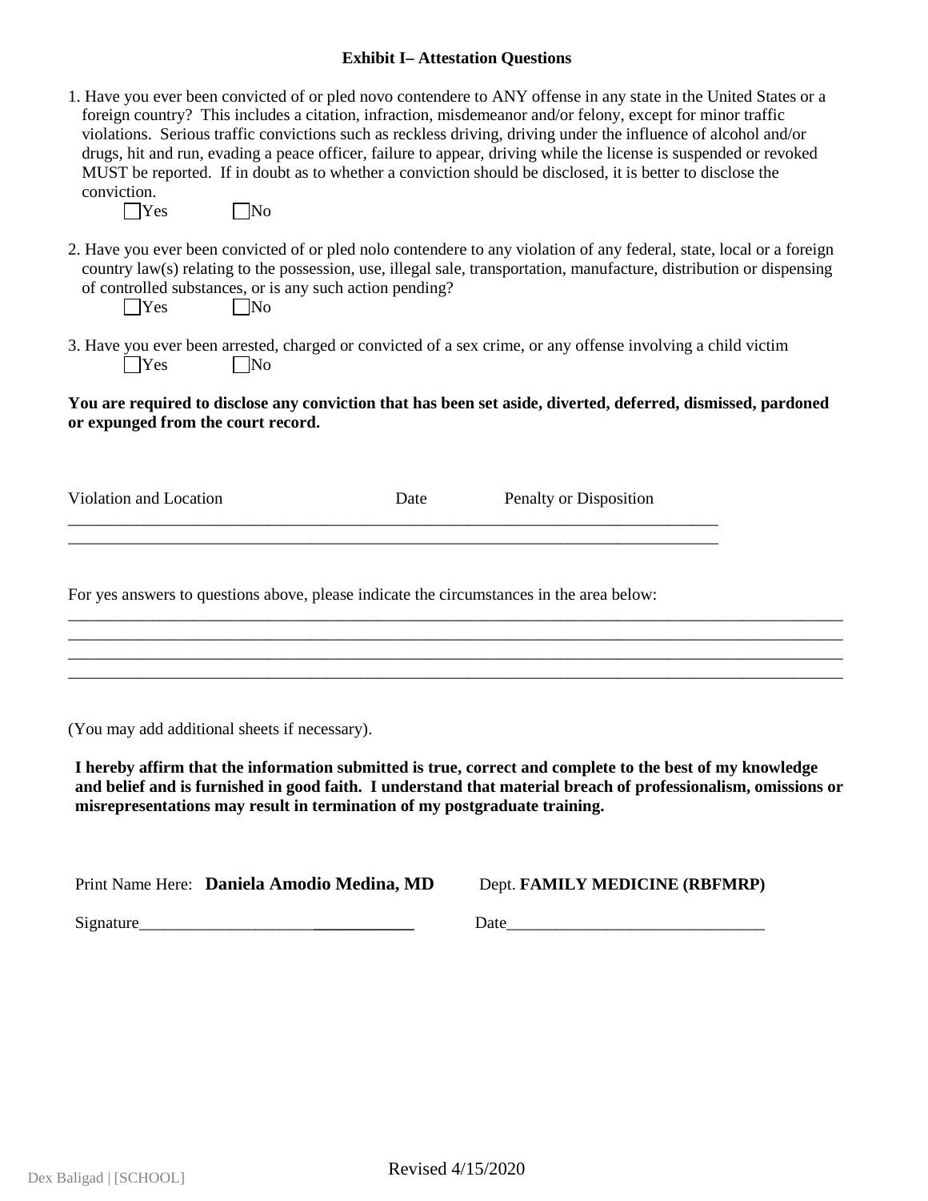**Exhibit I– Attestation Questions**

1. Have you ever been convicted of or pled novo contendere to ANY offense in any state in the United States or a foreign country? This includes a citation, infraction, misdemeanor and/or felony, except for minor traffic violations. Serious traffic convictions such as reckless driving, driving under the influence of alcohol and/or drugs, hit and run, evading a peace officer, failure to appear, driving while the license is suspended or revoked MUST be reported. If in doubt as to whether a conviction should be disclosed, it is better to disclose the conviction.

   ☐ Yes ☐ No

2. Have you ever been convicted of or pled nolo contendere to any violation of any federal, state, local or a foreign country law(s) relating to the possession, use, illegal sale, transportation, manufacture, distribution or dispensing of controlled substances, or is any such action pending?

   ☐ Yes ☐ No

3. Have you ever been arrested, charged or convicted of a sex crime, or any offense involving a child victim

   ☐ Yes ☐ No

**You are required to disclose any conviction that has been set aside, diverted, deferred, dismissed, pardoned or expunged from the court record.**

| Violation and Location | Date | Penalty or Disposition |
|---|---|---|
| | | |
| | | |

For yes answers to questions above, please indicate the circumstances in the area below:

______________________________________________________________________________________

______________________________________________________________________________________

______________________________________________________________________________________

______________________________________________________________________________________

(You may add additional sheets if necessary).

**I hereby affirm that the information submitted is true, correct and complete to the best of my knowledge and belief and is furnished in good faith. I understand that material breach of professionalism, omissions or misrepresentations may result in termination of my postgraduate training.**

Print Name Here: **Daniela Amodio Medina, MD** Dept. **FAMILY MEDICINE (RBFMRP)**

Signature________________________________ Date______________________________

Revised 4/15/2020